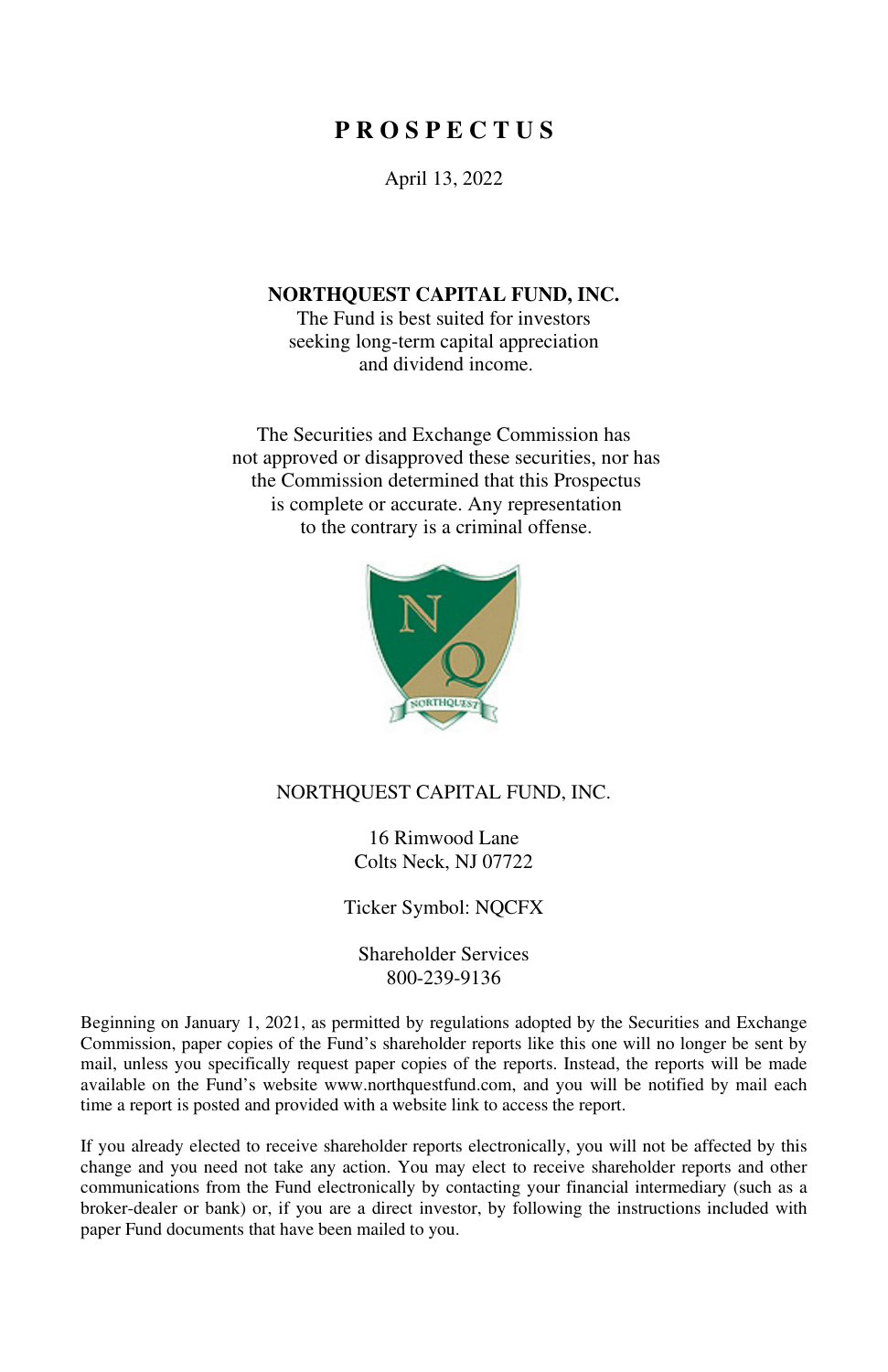# PROSPECTUS

April 13, 2022

**NORTHQUEST CAPITAL FUND, INC.**
The Fund is best suited for investors seeking long-term capital appreciation and dividend income.

The Securities and Exchange Commission has not approved or disapproved these securities, nor has the Commission determined that this Prospectus is complete or accurate. Any representation to the contrary is a criminal offense.

NORTHQUEST CAPITAL FUND, INC.

16 Rimwood Lane
Colts Neck, NJ 07722

Ticker Symbol: NQCFX

Shareholder Services
800-239-9136

Beginning on January 1, 2021, as permitted by regulations adopted by the Securities and Exchange Commission, paper copies of the Fund's shareholder reports like this one will no longer be sent by mail, unless you specifically request paper copies of the reports. Instead, the reports will be made available on the Fund's website www.northquestfund.com, and you will be notified by mail each time a report is posted and provided with a website link to access the report.

If you already elected to receive shareholder reports electronically, you will not be affected by this change and you need not take any action. You may elect to receive shareholder reports and other communications from the Fund electronically by contacting your financial intermediary (such as a broker-dealer or bank) or, if you are a direct investor, by following the instructions included with paper Fund documents that have been mailed to you.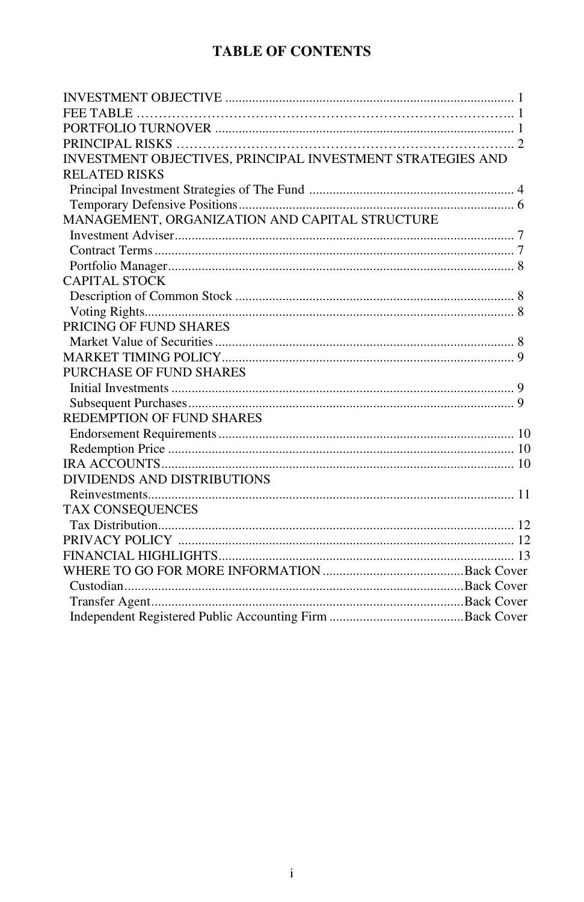# TABLE OF CONTENTS

| | |
|---|---|
| INVESTMENT OBJECTIVE | 1 |
| FEE TABLE | 1 |
| PORTFOLIO TURNOVER | 1 |
| PRINCIPAL RISKS | 2 |
| INVESTMENT OBJECTIVES, PRINCIPAL INVESTMENT STRATEGIES AND RELATED RISKS | |
| Principal Investment Strategies of The Fund | 4 |
| Temporary Defensive Positions | 6 |
| MANAGEMENT, ORGANIZATION AND CAPITAL STRUCTURE | |
| Investment Adviser | 7 |
| Contract Terms | 7 |
| Portfolio Manager | 8 |
| CAPITAL STOCK | |
| Description of Common Stock | 8 |
| Voting Rights | 8 |
| PRICING OF FUND SHARES | |
| Market Value of Securities | 8 |
| MARKET TIMING POLICY | 9 |
| PURCHASE OF FUND SHARES | |
| Initial Investments | 9 |
| Subsequent Purchases | 9 |
| REDEMPTION OF FUND SHARES | |
| Endorsement Requirements | 10 |
| Redemption Price | 10 |
| IRA ACCOUNTS | 10 |
| DIVIDENDS AND DISTRIBUTIONS | |
| Reinvestments | 11 |
| TAX CONSEQUENCES | |
| Tax Distribution | 12 |
| PRIVACY POLICY | 12 |
| FINANCIAL HIGHLIGHTS | 13 |
| WHERE TO GO FOR MORE INFORMATION | Back Cover |
| Custodian | Back Cover |
| Transfer Agent | Back Cover |
| Independent Registered Public Accounting Firm | Back Cover |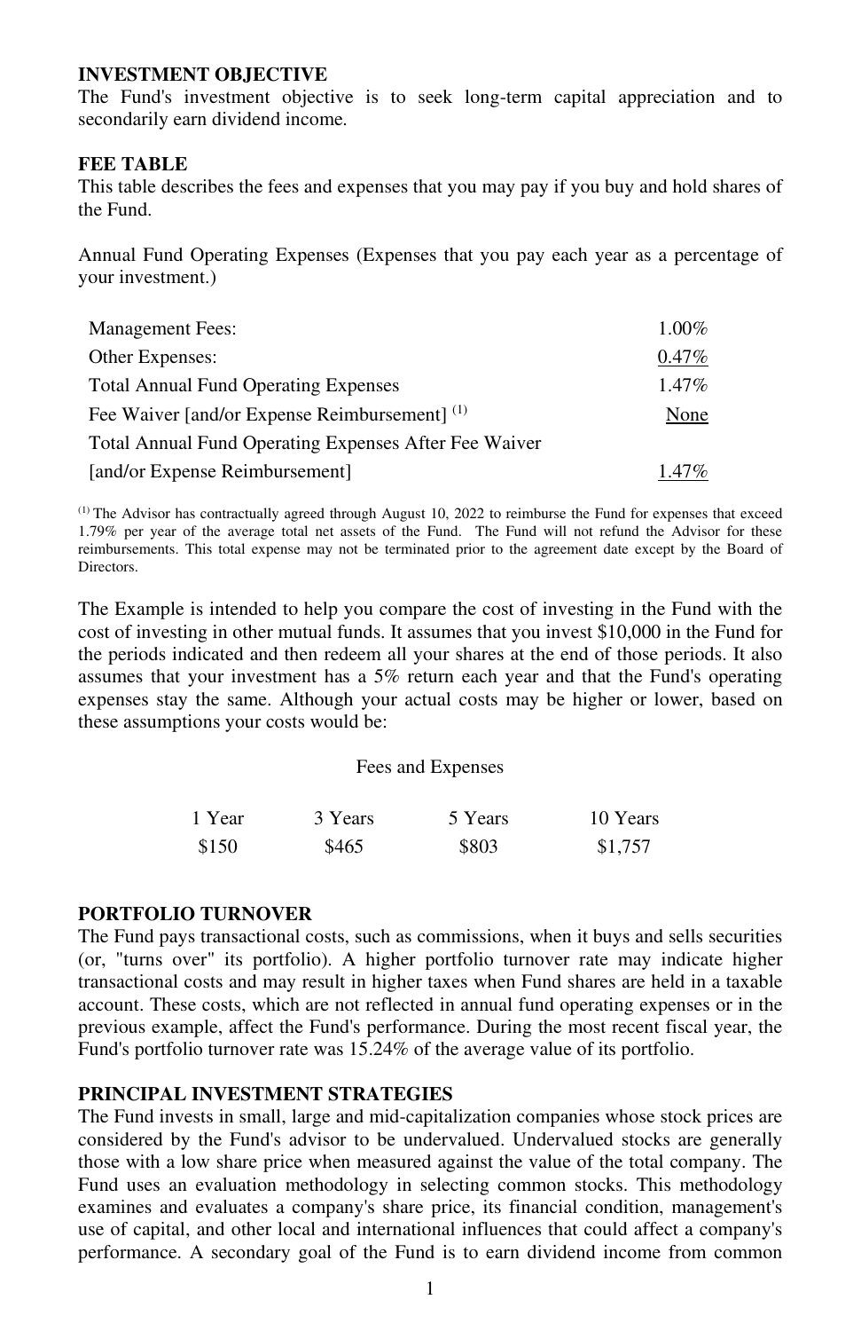## INVESTMENT OBJECTIVE

The Fund's investment objective is to seek long-term capital appreciation and to secondarily earn dividend income.

## FEE TABLE

This table describes the fees and expenses that you may pay if you buy and hold shares of the Fund.

Annual Fund Operating Expenses (Expenses that you pay each year as a percentage of your investment.)

| | |
|---|---|
| Management Fees: | 1.00% |
| Other Expenses: | 0.47% |
| Total Annual Fund Operating Expenses | 1.47% |
| Fee Waiver [and/or Expense Reimbursement] [(1)] | None |
| Total Annual Fund Operating Expenses After Fee Waiver [and/or Expense Reimbursement] | 1.47% |

[(1)] The Advisor has contractually agreed through August 10, 2022 to reimburse the Fund for expenses that exceed 1.79% per year of the average total net assets of the Fund. The Fund will not refund the Advisor for these reimbursements. This total expense may not be terminated prior to the agreement date except by the Board of Directors.

The Example is intended to help you compare the cost of investing in the Fund with the cost of investing in other mutual funds. It assumes that you invest $10,000 in the Fund for the periods indicated and then redeem all your shares at the end of those periods. It also assumes that your investment has a 5% return each year and that the Fund's operating expenses stay the same. Although your actual costs may be higher or lower, based on these assumptions your costs would be:

Fees and Expenses

| 1 Year | 3 Years | 5 Years | 10 Years |
|---|---|---|---|
| $150 | $465 | $803 | $1,757 |

## PORTFOLIO TURNOVER

The Fund pays transactional costs, such as commissions, when it buys and sells securities (or, "turns over" its portfolio). A higher portfolio turnover rate may indicate higher transactional costs and may result in higher taxes when Fund shares are held in a taxable account. These costs, which are not reflected in annual fund operating expenses or in the previous example, affect the Fund's performance. During the most recent fiscal year, the Fund's portfolio turnover rate was 15.24% of the average value of its portfolio.

## PRINCIPAL INVESTMENT STRATEGIES

The Fund invests in small, large and mid-capitalization companies whose stock prices are considered by the Fund's advisor to be undervalued. Undervalued stocks are generally those with a low share price when measured against the value of the total company. The Fund uses an evaluation methodology in selecting common stocks. This methodology examines and evaluates a company's share price, its financial condition, management's use of capital, and other local and international influences that could affect a company's performance. A secondary goal of the Fund is to earn dividend income from common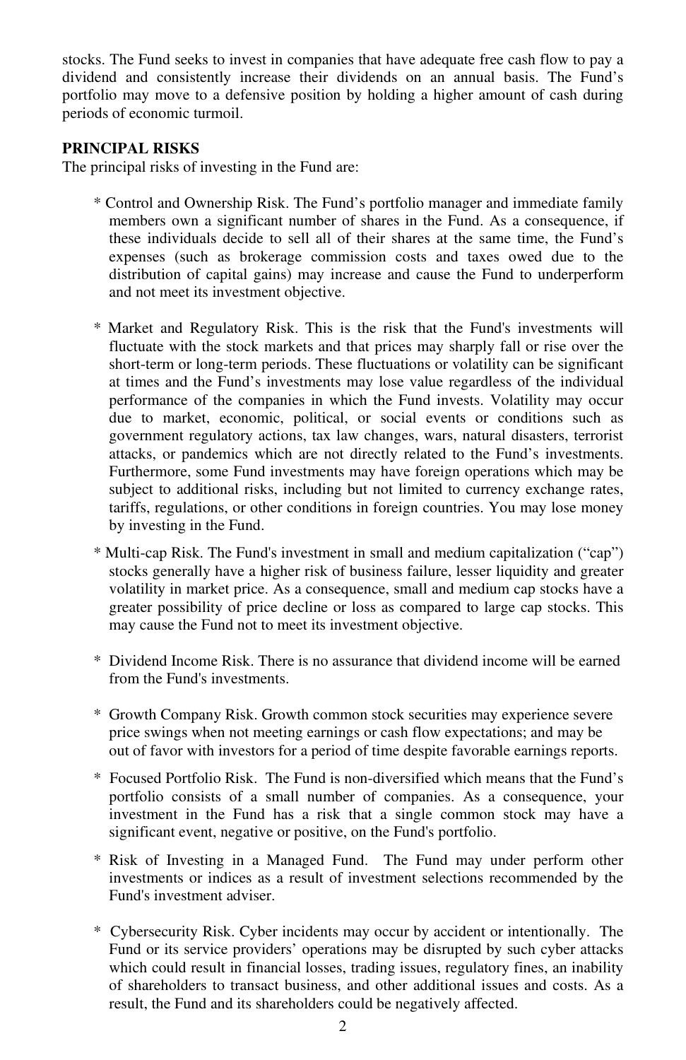stocks. The Fund seeks to invest in companies that have adequate free cash flow to pay a dividend and consistently increase their dividends on an annual basis. The Fund's portfolio may move to a defensive position by holding a higher amount of cash during periods of economic turmoil.

**PRINCIPAL RISKS**

The principal risks of investing in the Fund are:

* Control and Ownership Risk. The Fund's portfolio manager and immediate family members own a significant number of shares in the Fund. As a consequence, if these individuals decide to sell all of their shares at the same time, the Fund's expenses (such as brokerage commission costs and taxes owed due to the distribution of capital gains) may increase and cause the Fund to underperform and not meet its investment objective.

* Market and Regulatory Risk. This is the risk that the Fund's investments will fluctuate with the stock markets and that prices may sharply fall or rise over the short-term or long-term periods. These fluctuations or volatility can be significant at times and the Fund's investments may lose value regardless of the individual performance of the companies in which the Fund invests. Volatility may occur due to market, economic, political, or social events or conditions such as government regulatory actions, tax law changes, wars, natural disasters, terrorist attacks, or pandemics which are not directly related to the Fund's investments. Furthermore, some Fund investments may have foreign operations which may be subject to additional risks, including but not limited to currency exchange rates, tariffs, regulations, or other conditions in foreign countries. You may lose money by investing in the Fund.

* Multi-cap Risk. The Fund's investment in small and medium capitalization ("cap") stocks generally have a higher risk of business failure, lesser liquidity and greater volatility in market price. As a consequence, small and medium cap stocks have a greater possibility of price decline or loss as compared to large cap stocks. This may cause the Fund not to meet its investment objective.

* Dividend Income Risk. There is no assurance that dividend income will be earned from the Fund's investments.

* Growth Company Risk. Growth common stock securities may experience severe price swings when not meeting earnings or cash flow expectations; and may be out of favor with investors for a period of time despite favorable earnings reports.

* Focused Portfolio Risk. The Fund is non-diversified which means that the Fund's portfolio consists of a small number of companies. As a consequence, your investment in the Fund has a risk that a single common stock may have a significant event, negative or positive, on the Fund's portfolio.

* Risk of Investing in a Managed Fund. The Fund may under perform other investments or indices as a result of investment selections recommended by the Fund's investment adviser.

* Cybersecurity Risk. Cyber incidents may occur by accident or intentionally. The Fund or its service providers' operations may be disrupted by such cyber attacks which could result in financial losses, trading issues, regulatory fines, an inability of shareholders to transact business, and other additional issues and costs. As a result, the Fund and its shareholders could be negatively affected.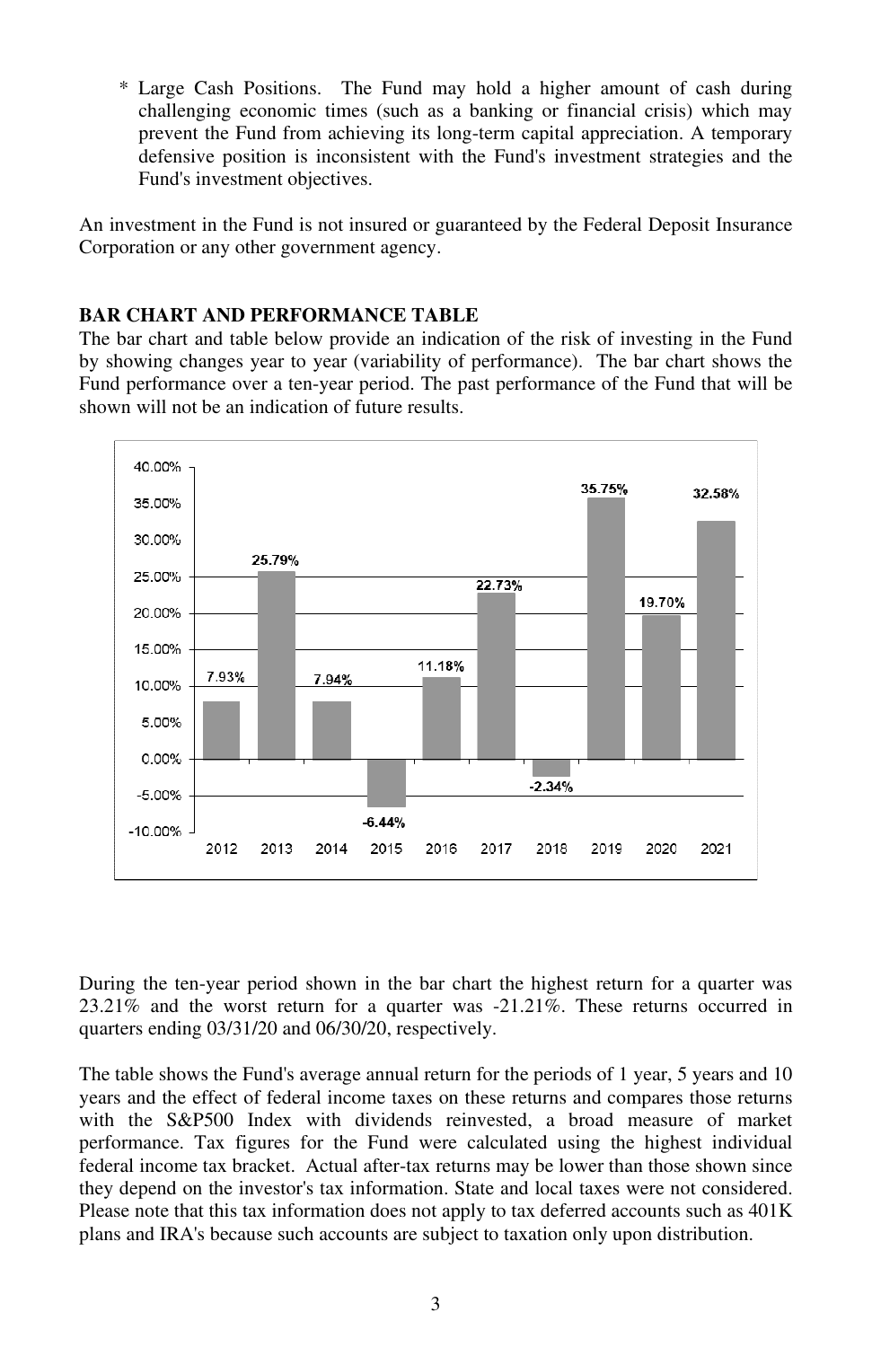* Large Cash Positions. The Fund may hold a higher amount of cash during challenging economic times (such as a banking or financial crisis) which may prevent the Fund from achieving its long-term capital appreciation. A temporary defensive position is inconsistent with the Fund's investment strategies and the Fund's investment objectives.

An investment in the Fund is not insured or guaranteed by the Federal Deposit Insurance Corporation or any other government agency.

**BAR CHART AND PERFORMANCE TABLE**

The bar chart and table below provide an indication of the risk of investing in the Fund by showing changes year to year (variability of performance). The bar chart shows the Fund performance over a ten-year period. The past performance of the Fund that will be shown will not be an indication of future results.

| Year | Return |
|---|---|
| 2012 | 7.93% |
| 2013 | 25.79% |
| 2014 | 7.94% |
| 2015 | -6.44% |
| 2016 | 11.18% |
| 2017 | 22.73% |
| 2018 | -2.34% |
| 2019 | 35.75% |
| 2020 | 19.70% |
| 2021 | 32.58% |

During the ten-year period shown in the bar chart the highest return for a quarter was 23.21% and the worst return for a quarter was -21.21%. These returns occurred in quarters ending 03/31/20 and 06/30/20, respectively.

The table shows the Fund's average annual return for the periods of 1 year, 5 years and 10 years and the effect of federal income taxes on these returns and compares those returns with the S&P500 Index with dividends reinvested, a broad measure of market performance. Tax figures for the Fund were calculated using the highest individual federal income tax bracket. Actual after-tax returns may be lower than those shown since they depend on the investor's tax information. State and local taxes were not considered. Please note that this tax information does not apply to tax deferred accounts such as 401K plans and IRA's because such accounts are subject to taxation only upon distribution.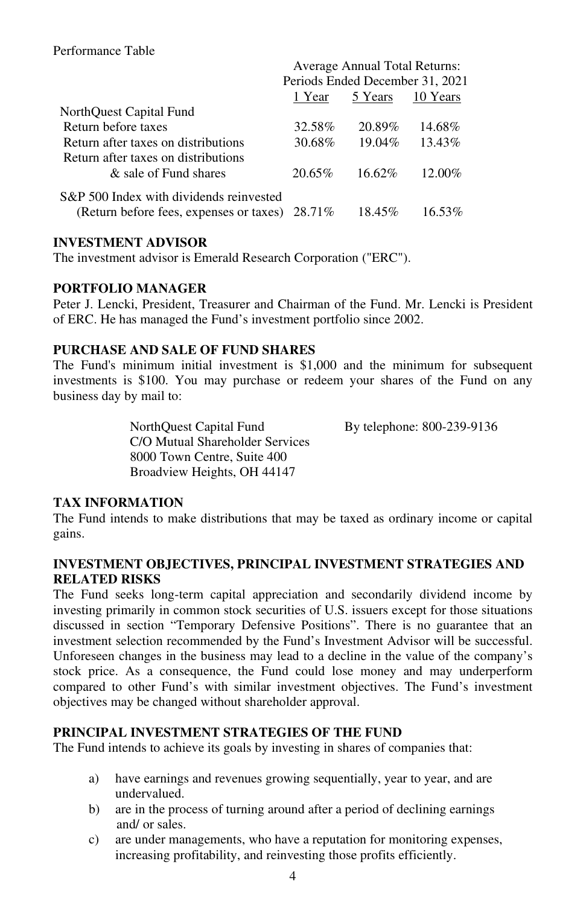Performance Table

| | Average Annual Total Returns: Periods Ended December 31, 2021 | | |
|---|---|---|---|
| | 1 Year | 5 Years | 10 Years |
| NorthQuest Capital Fund | | | |
| Return before taxes | 32.58% | 20.89% | 14.68% |
| Return after taxes on distributions | 30.68% | 19.04% | 13.43% |
| Return after taxes on distributions & sale of Fund shares | 20.65% | 16.62% | 12.00% |
| S&P 500 Index with dividends reinvested (Return before fees, expenses or taxes) | 28.71% | 18.45% | 16.53% |

### INVESTMENT ADVISOR

The investment advisor is Emerald Research Corporation ("ERC").

### PORTFOLIO MANAGER

Peter J. Lencki, President, Treasurer and Chairman of the Fund. Mr. Lencki is President of ERC. He has managed the Fund's investment portfolio since 2002.

### PURCHASE AND SALE OF FUND SHARES

The Fund's minimum initial investment is $1,000 and the minimum for subsequent investments is $100. You may purchase or redeem your shares of the Fund on any business day by mail to:

NorthQuest Capital Fund
C/O Mutual Shareholder Services
8000 Town Centre, Suite 400
Broadview Heights, OH 44147

By telephone: 800-239-9136

### TAX INFORMATION

The Fund intends to make distributions that may be taxed as ordinary income or capital gains.

### INVESTMENT OBJECTIVES, PRINCIPAL INVESTMENT STRATEGIES AND RELATED RISKS

The Fund seeks long-term capital appreciation and secondarily dividend income by investing primarily in common stock securities of U.S. issuers except for those situations discussed in section "Temporary Defensive Positions". There is no guarantee that an investment selection recommended by the Fund's Investment Advisor will be successful. Unforeseen changes in the business may lead to a decline in the value of the company's stock price. As a consequence, the Fund could lose money and may underperform compared to other Fund's with similar investment objectives. The Fund's investment objectives may be changed without shareholder approval.

### PRINCIPAL INVESTMENT STRATEGIES OF THE FUND

The Fund intends to achieve its goals by investing in shares of companies that:

a) have earnings and revenues growing sequentially, year to year, and are undervalued.
b) are in the process of turning around after a period of declining earnings and/ or sales.
c) are under managements, who have a reputation for monitoring expenses, increasing profitability, and reinvesting those profits efficiently.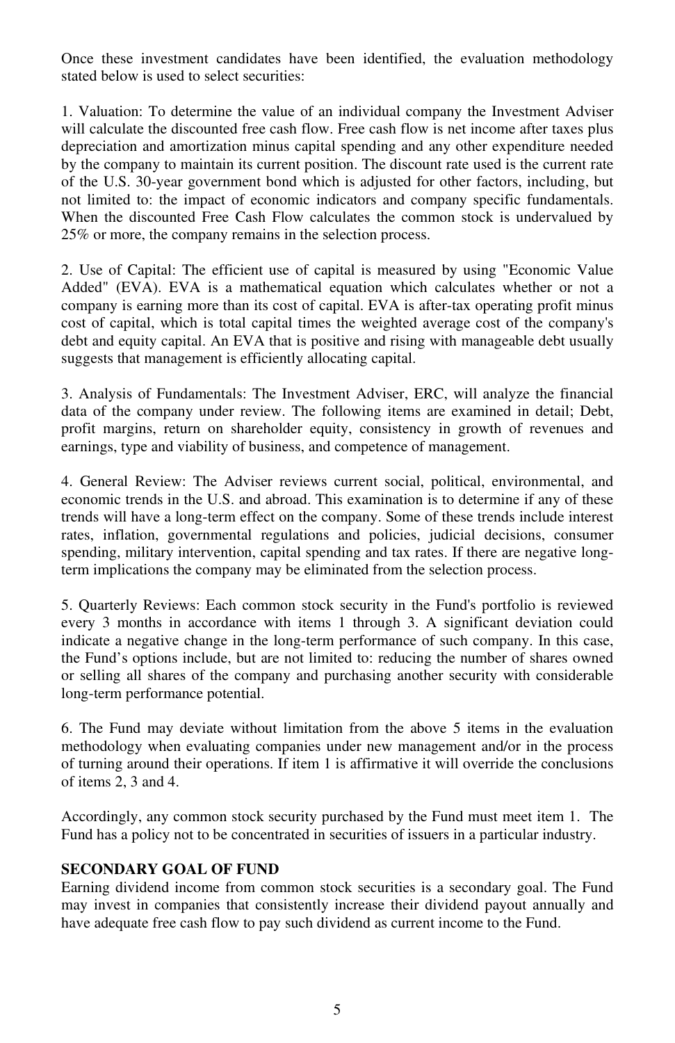Once these investment candidates have been identified, the evaluation methodology stated below is used to select securities:

1. Valuation: To determine the value of an individual company the Investment Adviser will calculate the discounted free cash flow. Free cash flow is net income after taxes plus depreciation and amortization minus capital spending and any other expenditure needed by the company to maintain its current position. The discount rate used is the current rate of the U.S. 30-year government bond which is adjusted for other factors, including, but not limited to: the impact of economic indicators and company specific fundamentals. When the discounted Free Cash Flow calculates the common stock is undervalued by 25% or more, the company remains in the selection process.

2. Use of Capital: The efficient use of capital is measured by using "Economic Value Added" (EVA). EVA is a mathematical equation which calculates whether or not a company is earning more than its cost of capital. EVA is after-tax operating profit minus cost of capital, which is total capital times the weighted average cost of the company's debt and equity capital. An EVA that is positive and rising with manageable debt usually suggests that management is efficiently allocating capital.

3. Analysis of Fundamentals: The Investment Adviser, ERC, will analyze the financial data of the company under review. The following items are examined in detail; Debt, profit margins, return on shareholder equity, consistency in growth of revenues and earnings, type and viability of business, and competence of management.

4. General Review: The Adviser reviews current social, political, environmental, and economic trends in the U.S. and abroad. This examination is to determine if any of these trends will have a long-term effect on the company. Some of these trends include interest rates, inflation, governmental regulations and policies, judicial decisions, consumer spending, military intervention, capital spending and tax rates. If there are negative long-term implications the company may be eliminated from the selection process.

5. Quarterly Reviews: Each common stock security in the Fund's portfolio is reviewed every 3 months in accordance with items 1 through 3. A significant deviation could indicate a negative change in the long-term performance of such company. In this case, the Fund's options include, but are not limited to: reducing the number of shares owned or selling all shares of the company and purchasing another security with considerable long-term performance potential.

6. The Fund may deviate without limitation from the above 5 items in the evaluation methodology when evaluating companies under new management and/or in the process of turning around their operations. If item 1 is affirmative it will override the conclusions of items 2, 3 and 4.

Accordingly, any common stock security purchased by the Fund must meet item 1. The Fund has a policy not to be concentrated in securities of issuers in a particular industry.

**SECONDARY GOAL OF FUND**

Earning dividend income from common stock securities is a secondary goal. The Fund may invest in companies that consistently increase their dividend payout annually and have adequate free cash flow to pay such dividend as current income to the Fund.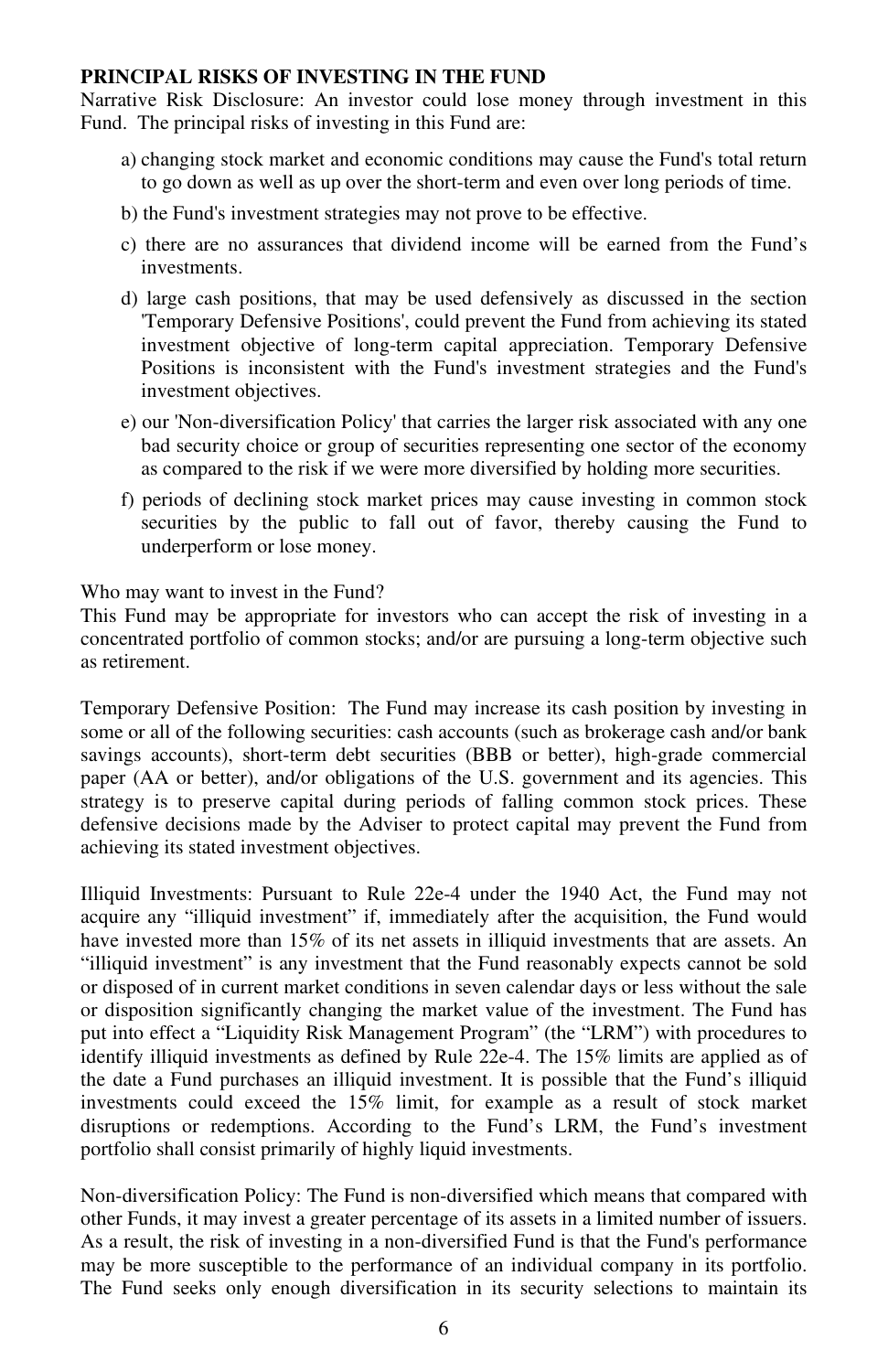**PRINCIPAL RISKS OF INVESTING IN THE FUND**

Narrative Risk Disclosure: An investor could lose money through investment in this Fund. The principal risks of investing in this Fund are:

a) changing stock market and economic conditions may cause the Fund's total return to go down as well as up over the short-term and even over long periods of time.

b) the Fund's investment strategies may not prove to be effective.

c) there are no assurances that dividend income will be earned from the Fund's investments.

d) large cash positions, that may be used defensively as discussed in the section 'Temporary Defensive Positions', could prevent the Fund from achieving its stated investment objective of long-term capital appreciation. Temporary Defensive Positions is inconsistent with the Fund's investment strategies and the Fund's investment objectives.

e) our 'Non-diversification Policy' that carries the larger risk associated with any one bad security choice or group of securities representing one sector of the economy as compared to the risk if we were more diversified by holding more securities.

f) periods of declining stock market prices may cause investing in common stock securities by the public to fall out of favor, thereby causing the Fund to underperform or lose money.

Who may want to invest in the Fund?

This Fund may be appropriate for investors who can accept the risk of investing in a concentrated portfolio of common stocks; and/or are pursuing a long-term objective such as retirement.

Temporary Defensive Position: The Fund may increase its cash position by investing in some or all of the following securities: cash accounts (such as brokerage cash and/or bank savings accounts), short-term debt securities (BBB or better), high-grade commercial paper (AA or better), and/or obligations of the U.S. government and its agencies. This strategy is to preserve capital during periods of falling common stock prices. These defensive decisions made by the Adviser to protect capital may prevent the Fund from achieving its stated investment objectives.

Illiquid Investments: Pursuant to Rule 22e-4 under the 1940 Act, the Fund may not acquire any "illiquid investment" if, immediately after the acquisition, the Fund would have invested more than 15% of its net assets in illiquid investments that are assets. An "illiquid investment" is any investment that the Fund reasonably expects cannot be sold or disposed of in current market conditions in seven calendar days or less without the sale or disposition significantly changing the market value of the investment. The Fund has put into effect a "Liquidity Risk Management Program" (the "LRM") with procedures to identify illiquid investments as defined by Rule 22e-4. The 15% limits are applied as of the date a Fund purchases an illiquid investment. It is possible that the Fund's illiquid investments could exceed the 15% limit, for example as a result of stock market disruptions or redemptions. According to the Fund's LRM, the Fund's investment portfolio shall consist primarily of highly liquid investments.

Non-diversification Policy: The Fund is non-diversified which means that compared with other Funds, it may invest a greater percentage of its assets in a limited number of issuers. As a result, the risk of investing in a non-diversified Fund is that the Fund's performance may be more susceptible to the performance of an individual company in its portfolio. The Fund seeks only enough diversification in its security selections to maintain its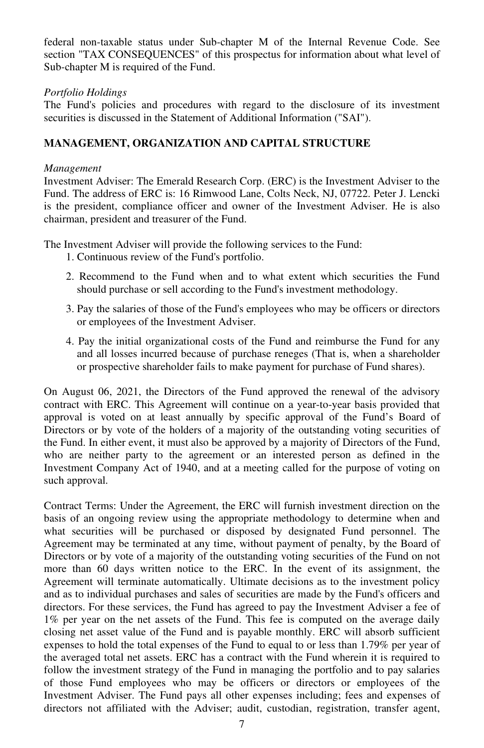federal non-taxable status under Sub-chapter M of the Internal Revenue Code. See section "TAX CONSEQUENCES" of this prospectus for information about what level of Sub-chapter M is required of the Fund.

*Portfolio Holdings*

The Fund's policies and procedures with regard to the disclosure of its investment securities is discussed in the Statement of Additional Information ("SAI").

## MANAGEMENT, ORGANIZATION AND CAPITAL STRUCTURE

*Management*

Investment Adviser: The Emerald Research Corp. (ERC) is the Investment Adviser to the Fund. The address of ERC is: 16 Rimwood Lane, Colts Neck, NJ, 07722. Peter J. Lencki is the president, compliance officer and owner of the Investment Adviser. He is also chairman, president and treasurer of the Fund.

The Investment Adviser will provide the following services to the Fund:

1. Continuous review of the Fund's portfolio.
2. Recommend to the Fund when and to what extent which securities the Fund should purchase or sell according to the Fund's investment methodology.
3. Pay the salaries of those of the Fund's employees who may be officers or directors or employees of the Investment Adviser.
4. Pay the initial organizational costs of the Fund and reimburse the Fund for any and all losses incurred because of purchase reneges (That is, when a shareholder or prospective shareholder fails to make payment for purchase of Fund shares).

On August 06, 2021, the Directors of the Fund approved the renewal of the advisory contract with ERC. This Agreement will continue on a year-to-year basis provided that approval is voted on at least annually by specific approval of the Fund's Board of Directors or by vote of the holders of a majority of the outstanding voting securities of the Fund. In either event, it must also be approved by a majority of Directors of the Fund, who are neither party to the agreement or an interested person as defined in the Investment Company Act of 1940, and at a meeting called for the purpose of voting on such approval.

Contract Terms: Under the Agreement, the ERC will furnish investment direction on the basis of an ongoing review using the appropriate methodology to determine when and what securities will be purchased or disposed by designated Fund personnel. The Agreement may be terminated at any time, without payment of penalty, by the Board of Directors or by vote of a majority of the outstanding voting securities of the Fund on not more than 60 days written notice to the ERC. In the event of its assignment, the Agreement will terminate automatically. Ultimate decisions as to the investment policy and as to individual purchases and sales of securities are made by the Fund's officers and directors. For these services, the Fund has agreed to pay the Investment Adviser a fee of 1% per year on the net assets of the Fund. This fee is computed on the average daily closing net asset value of the Fund and is payable monthly. ERC will absorb sufficient expenses to hold the total expenses of the Fund to equal to or less than 1.79% per year of the averaged total net assets. ERC has a contract with the Fund wherein it is required to follow the investment strategy of the Fund in managing the portfolio and to pay salaries of those Fund employees who may be officers or directors or employees of the Investment Adviser. The Fund pays all other expenses including; fees and expenses of directors not affiliated with the Adviser; audit, custodian, registration, transfer agent,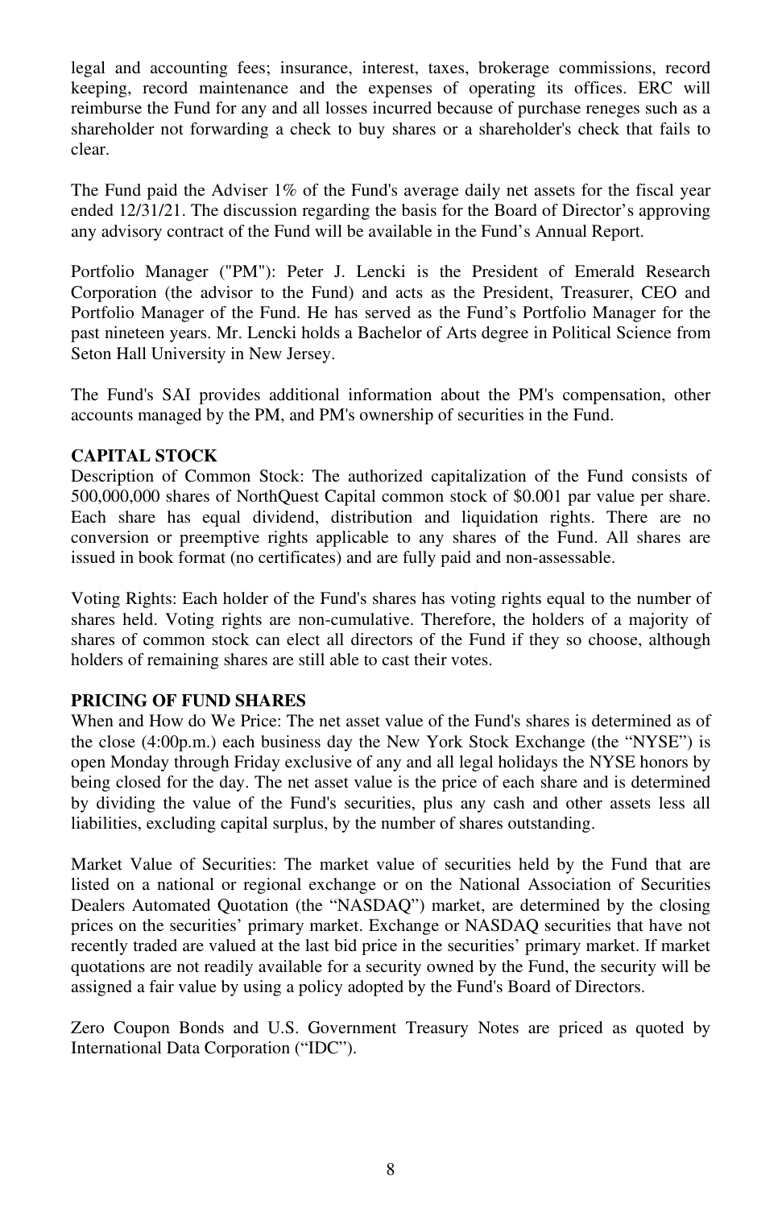legal and accounting fees; insurance, interest, taxes, brokerage commissions, record keeping, record maintenance and the expenses of operating its offices. ERC will reimburse the Fund for any and all losses incurred because of purchase reneges such as a shareholder not forwarding a check to buy shares or a shareholder's check that fails to clear.

The Fund paid the Adviser 1% of the Fund's average daily net assets for the fiscal year ended 12/31/21. The discussion regarding the basis for the Board of Director's approving any advisory contract of the Fund will be available in the Fund's Annual Report.

Portfolio Manager ("PM"): Peter J. Lencki is the President of Emerald Research Corporation (the advisor to the Fund) and acts as the President, Treasurer, CEO and Portfolio Manager of the Fund. He has served as the Fund's Portfolio Manager for the past nineteen years. Mr. Lencki holds a Bachelor of Arts degree in Political Science from Seton Hall University in New Jersey.

The Fund's SAI provides additional information about the PM's compensation, other accounts managed by the PM, and PM's ownership of securities in the Fund.

**CAPITAL STOCK**

Description of Common Stock: The authorized capitalization of the Fund consists of 500,000,000 shares of NorthQuest Capital common stock of $0.001 par value per share. Each share has equal dividend, distribution and liquidation rights. There are no conversion or preemptive rights applicable to any shares of the Fund. All shares are issued in book format (no certificates) and are fully paid and non-assessable.

Voting Rights: Each holder of the Fund's shares has voting rights equal to the number of shares held. Voting rights are non-cumulative. Therefore, the holders of a majority of shares of common stock can elect all directors of the Fund if they so choose, although holders of remaining shares are still able to cast their votes.

**PRICING OF FUND SHARES**

When and How do We Price: The net asset value of the Fund's shares is determined as of the close (4:00p.m.) each business day the New York Stock Exchange (the "NYSE") is open Monday through Friday exclusive of any and all legal holidays the NYSE honors by being closed for the day. The net asset value is the price of each share and is determined by dividing the value of the Fund's securities, plus any cash and other assets less all liabilities, excluding capital surplus, by the number of shares outstanding.

Market Value of Securities: The market value of securities held by the Fund that are listed on a national or regional exchange or on the National Association of Securities Dealers Automated Quotation (the "NASDAQ") market, are determined by the closing prices on the securities' primary market. Exchange or NASDAQ securities that have not recently traded are valued at the last bid price in the securities' primary market. If market quotations are not readily available for a security owned by the Fund, the security will be assigned a fair value by using a policy adopted by the Fund's Board of Directors.

Zero Coupon Bonds and U.S. Government Treasury Notes are priced as quoted by International Data Corporation ("IDC").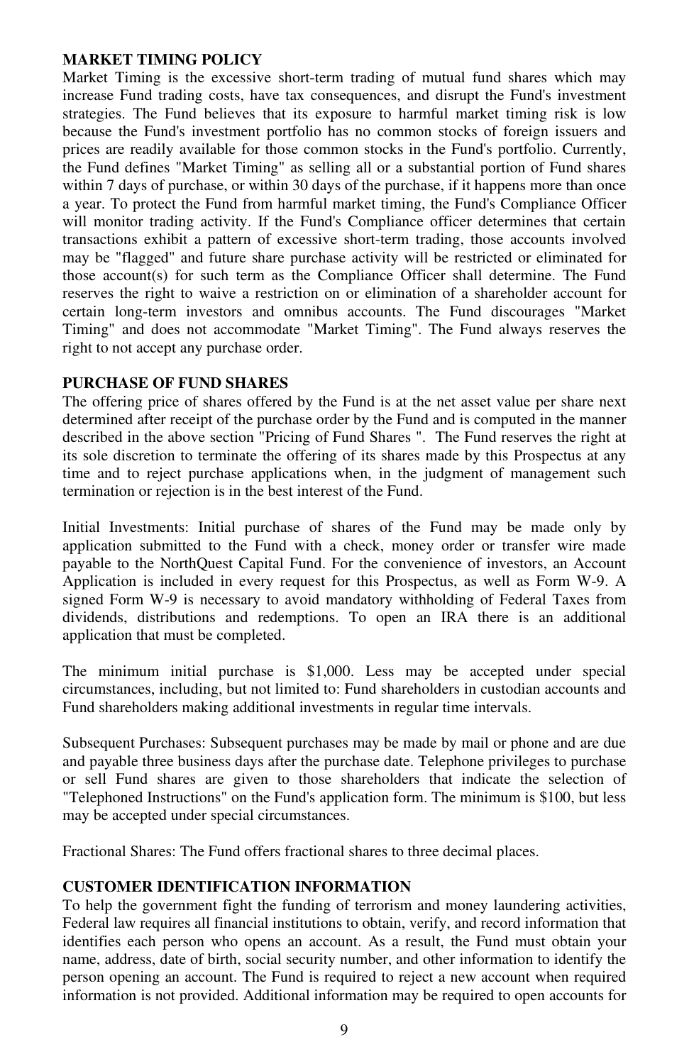**MARKET TIMING POLICY**
Market Timing is the excessive short-term trading of mutual fund shares which may increase Fund trading costs, have tax consequences, and disrupt the Fund's investment strategies. The Fund believes that its exposure to harmful market timing risk is low because the Fund's investment portfolio has no common stocks of foreign issuers and prices are readily available for those common stocks in the Fund's portfolio. Currently, the Fund defines "Market Timing" as selling all or a substantial portion of Fund shares within 7 days of purchase, or within 30 days of the purchase, if it happens more than once a year. To protect the Fund from harmful market timing, the Fund's Compliance Officer will monitor trading activity. If the Fund's Compliance officer determines that certain transactions exhibit a pattern of excessive short-term trading, those accounts involved may be "flagged" and future share purchase activity will be restricted or eliminated for those account(s) for such term as the Compliance Officer shall determine. The Fund reserves the right to waive a restriction on or elimination of a shareholder account for certain long-term investors and omnibus accounts. The Fund discourages "Market Timing" and does not accommodate "Market Timing". The Fund always reserves the right to not accept any purchase order.

**PURCHASE OF FUND SHARES**
The offering price of shares offered by the Fund is at the net asset value per share next determined after receipt of the purchase order by the Fund and is computed in the manner described in the above section "Pricing of Fund Shares ". The Fund reserves the right at its sole discretion to terminate the offering of its shares made by this Prospectus at any time and to reject purchase applications when, in the judgment of management such termination or rejection is in the best interest of the Fund.

Initial Investments: Initial purchase of shares of the Fund may be made only by application submitted to the Fund with a check, money order or transfer wire made payable to the NorthQuest Capital Fund. For the convenience of investors, an Account Application is included in every request for this Prospectus, as well as Form W-9. A signed Form W-9 is necessary to avoid mandatory withholding of Federal Taxes from dividends, distributions and redemptions. To open an IRA there is an additional application that must be completed.

The minimum initial purchase is $1,000. Less may be accepted under special circumstances, including, but not limited to: Fund shareholders in custodian accounts and Fund shareholders making additional investments in regular time intervals.

Subsequent Purchases: Subsequent purchases may be made by mail or phone and are due and payable three business days after the purchase date. Telephone privileges to purchase or sell Fund shares are given to those shareholders that indicate the selection of "Telephoned Instructions" on the Fund's application form. The minimum is $100, but less may be accepted under special circumstances.

Fractional Shares: The Fund offers fractional shares to three decimal places.

**CUSTOMER IDENTIFICATION INFORMATION**
To help the government fight the funding of terrorism and money laundering activities, Federal law requires all financial institutions to obtain, verify, and record information that identifies each person who opens an account. As a result, the Fund must obtain your name, address, date of birth, social security number, and other information to identify the person opening an account. The Fund is required to reject a new account when required information is not provided. Additional information may be required to open accounts for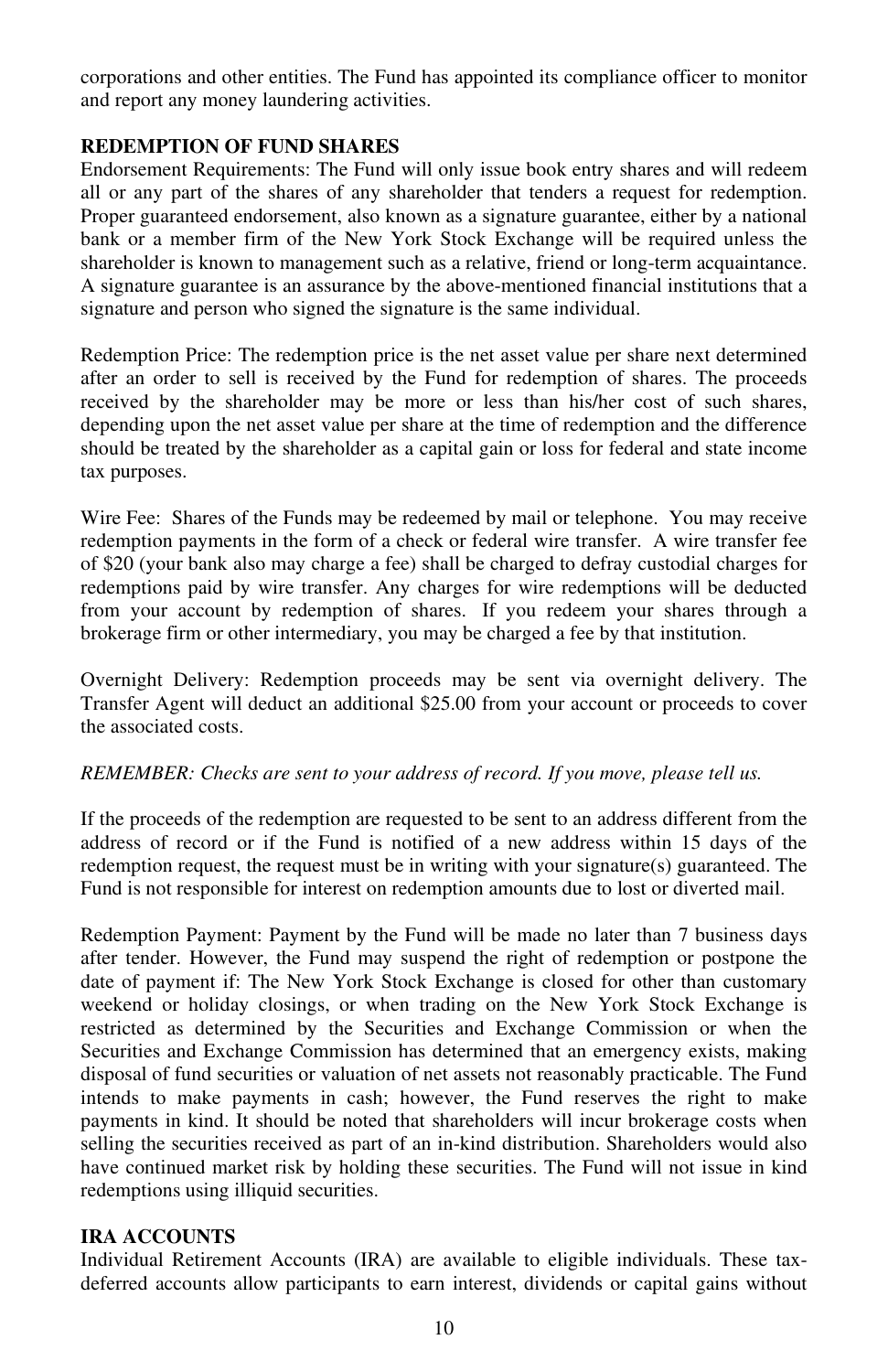corporations and other entities. The Fund has appointed its compliance officer to monitor and report any money laundering activities.

**REDEMPTION OF FUND SHARES**

Endorsement Requirements: The Fund will only issue book entry shares and will redeem all or any part of the shares of any shareholder that tenders a request for redemption. Proper guaranteed endorsement, also known as a signature guarantee, either by a national bank or a member firm of the New York Stock Exchange will be required unless the shareholder is known to management such as a relative, friend or long-term acquaintance. A signature guarantee is an assurance by the above-mentioned financial institutions that a signature and person who signed the signature is the same individual.

Redemption Price: The redemption price is the net asset value per share next determined after an order to sell is received by the Fund for redemption of shares. The proceeds received by the shareholder may be more or less than his/her cost of such shares, depending upon the net asset value per share at the time of redemption and the difference should be treated by the shareholder as a capital gain or loss for federal and state income tax purposes.

Wire Fee: Shares of the Funds may be redeemed by mail or telephone. You may receive redemption payments in the form of a check or federal wire transfer. A wire transfer fee of $20 (your bank also may charge a fee) shall be charged to defray custodial charges for redemptions paid by wire transfer. Any charges for wire redemptions will be deducted from your account by redemption of shares. If you redeem your shares through a brokerage firm or other intermediary, you may be charged a fee by that institution.

Overnight Delivery: Redemption proceeds may be sent via overnight delivery. The Transfer Agent will deduct an additional $25.00 from your account or proceeds to cover the associated costs.

*REMEMBER: Checks are sent to your address of record. If you move, please tell us.*

If the proceeds of the redemption are requested to be sent to an address different from the address of record or if the Fund is notified of a new address within 15 days of the redemption request, the request must be in writing with your signature(s) guaranteed. The Fund is not responsible for interest on redemption amounts due to lost or diverted mail.

Redemption Payment: Payment by the Fund will be made no later than 7 business days after tender. However, the Fund may suspend the right of redemption or postpone the date of payment if: The New York Stock Exchange is closed for other than customary weekend or holiday closings, or when trading on the New York Stock Exchange is restricted as determined by the Securities and Exchange Commission or when the Securities and Exchange Commission has determined that an emergency exists, making disposal of fund securities or valuation of net assets not reasonably practicable. The Fund intends to make payments in cash; however, the Fund reserves the right to make payments in kind. It should be noted that shareholders will incur brokerage costs when selling the securities received as part of an in-kind distribution. Shareholders would also have continued market risk by holding these securities. The Fund will not issue in kind redemptions using illiquid securities.

**IRA ACCOUNTS**

Individual Retirement Accounts (IRA) are available to eligible individuals. These tax-deferred accounts allow participants to earn interest, dividends or capital gains without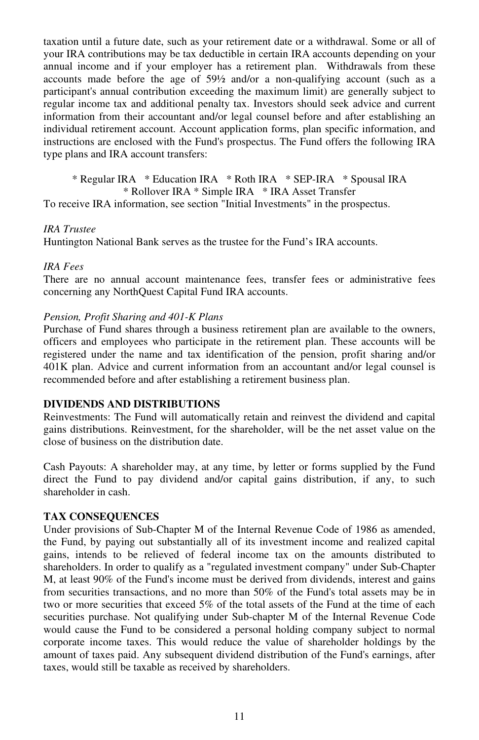taxation until a future date, such as your retirement date or a withdrawal. Some or all of your IRA contributions may be tax deductible in certain IRA accounts depending on your annual income and if your employer has a retirement plan. Withdrawals from these accounts made before the age of 59½ and/or a non-qualifying account (such as a participant's annual contribution exceeding the maximum limit) are generally subject to regular income tax and additional penalty tax. Investors should seek advice and current information from their accountant and/or legal counsel before and after establishing an individual retirement account. Account application forms, plan specific information, and instructions are enclosed with the Fund's prospectus. The Fund offers the following IRA type plans and IRA account transfers:

\* Regular IRA \* Education IRA \* Roth IRA \* SEP-IRA \* Spousal IRA
\* Rollover IRA \* Simple IRA \* IRA Asset Transfer

To receive IRA information, see section "Initial Investments" in the prospectus.

*IRA Trustee*
Huntington National Bank serves as the trustee for the Fund's IRA accounts.

*IRA Fees*
There are no annual account maintenance fees, transfer fees or administrative fees concerning any NorthQuest Capital Fund IRA accounts.

*Pension, Profit Sharing and 401-K Plans*
Purchase of Fund shares through a business retirement plan are available to the owners, officers and employees who participate in the retirement plan. These accounts will be registered under the name and tax identification of the pension, profit sharing and/or 401K plan. Advice and current information from an accountant and/or legal counsel is recommended before and after establishing a retirement business plan.

**DIVIDENDS AND DISTRIBUTIONS**
Reinvestments: The Fund will automatically retain and reinvest the dividend and capital gains distributions. Reinvestment, for the shareholder, will be the net asset value on the close of business on the distribution date.

Cash Payouts: A shareholder may, at any time, by letter or forms supplied by the Fund direct the Fund to pay dividend and/or capital gains distribution, if any, to such shareholder in cash.

**TAX CONSEQUENCES**
Under provisions of Sub-Chapter M of the Internal Revenue Code of 1986 as amended, the Fund, by paying out substantially all of its investment income and realized capital gains, intends to be relieved of federal income tax on the amounts distributed to shareholders. In order to qualify as a "regulated investment company" under Sub-Chapter M, at least 90% of the Fund's income must be derived from dividends, interest and gains from securities transactions, and no more than 50% of the Fund's total assets may be in two or more securities that exceed 5% of the total assets of the Fund at the time of each securities purchase. Not qualifying under Sub-chapter M of the Internal Revenue Code would cause the Fund to be considered a personal holding company subject to normal corporate income taxes. This would reduce the value of shareholder holdings by the amount of taxes paid. Any subsequent dividend distribution of the Fund's earnings, after taxes, would still be taxable as received by shareholders.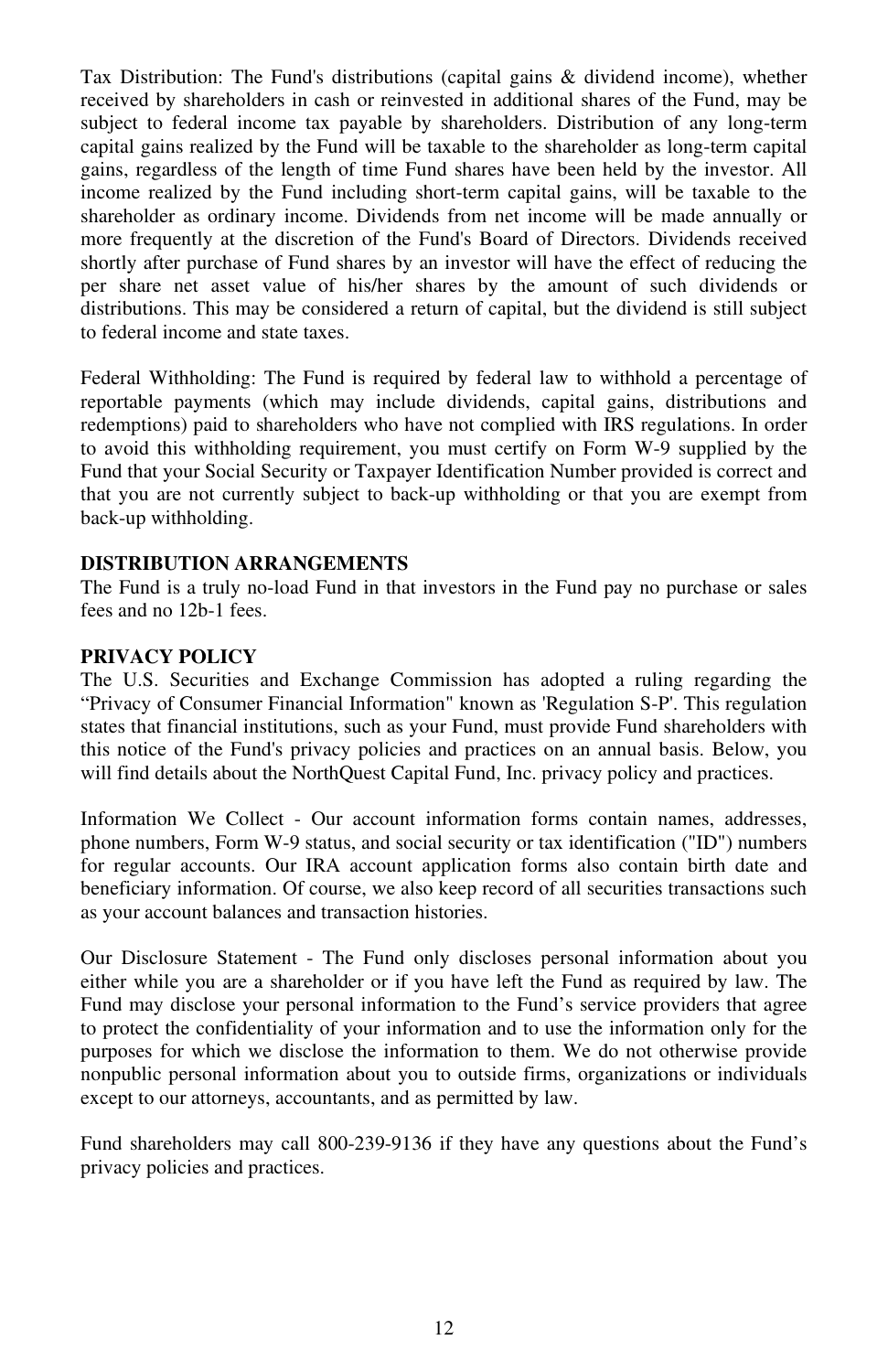Tax Distribution: The Fund's distributions (capital gains & dividend income), whether received by shareholders in cash or reinvested in additional shares of the Fund, may be subject to federal income tax payable by shareholders. Distribution of any long-term capital gains realized by the Fund will be taxable to the shareholder as long-term capital gains, regardless of the length of time Fund shares have been held by the investor. All income realized by the Fund including short-term capital gains, will be taxable to the shareholder as ordinary income. Dividends from net income will be made annually or more frequently at the discretion of the Fund's Board of Directors. Dividends received shortly after purchase of Fund shares by an investor will have the effect of reducing the per share net asset value of his/her shares by the amount of such dividends or distributions. This may be considered a return of capital, but the dividend is still subject to federal income and state taxes.

Federal Withholding: The Fund is required by federal law to withhold a percentage of reportable payments (which may include dividends, capital gains, distributions and redemptions) paid to shareholders who have not complied with IRS regulations. In order to avoid this withholding requirement, you must certify on Form W-9 supplied by the Fund that your Social Security or Taxpayer Identification Number provided is correct and that you are not currently subject to back-up withholding or that you are exempt from back-up withholding.

**DISTRIBUTION ARRANGEMENTS**

The Fund is a truly no-load Fund in that investors in the Fund pay no purchase or sales fees and no 12b-1 fees.

**PRIVACY POLICY**

The U.S. Securities and Exchange Commission has adopted a ruling regarding the "Privacy of Consumer Financial Information" known as 'Regulation S-P'. This regulation states that financial institutions, such as your Fund, must provide Fund shareholders with this notice of the Fund's privacy policies and practices on an annual basis. Below, you will find details about the NorthQuest Capital Fund, Inc. privacy policy and practices.

Information We Collect - Our account information forms contain names, addresses, phone numbers, Form W-9 status, and social security or tax identification ("ID") numbers for regular accounts. Our IRA account application forms also contain birth date and beneficiary information. Of course, we also keep record of all securities transactions such as your account balances and transaction histories.

Our Disclosure Statement - The Fund only discloses personal information about you either while you are a shareholder or if you have left the Fund as required by law. The Fund may disclose your personal information to the Fund's service providers that agree to protect the confidentiality of your information and to use the information only for the purposes for which we disclose the information to them. We do not otherwise provide nonpublic personal information about you to outside firms, organizations or individuals except to our attorneys, accountants, and as permitted by law.

Fund shareholders may call 800-239-9136 if they have any questions about the Fund's privacy policies and practices.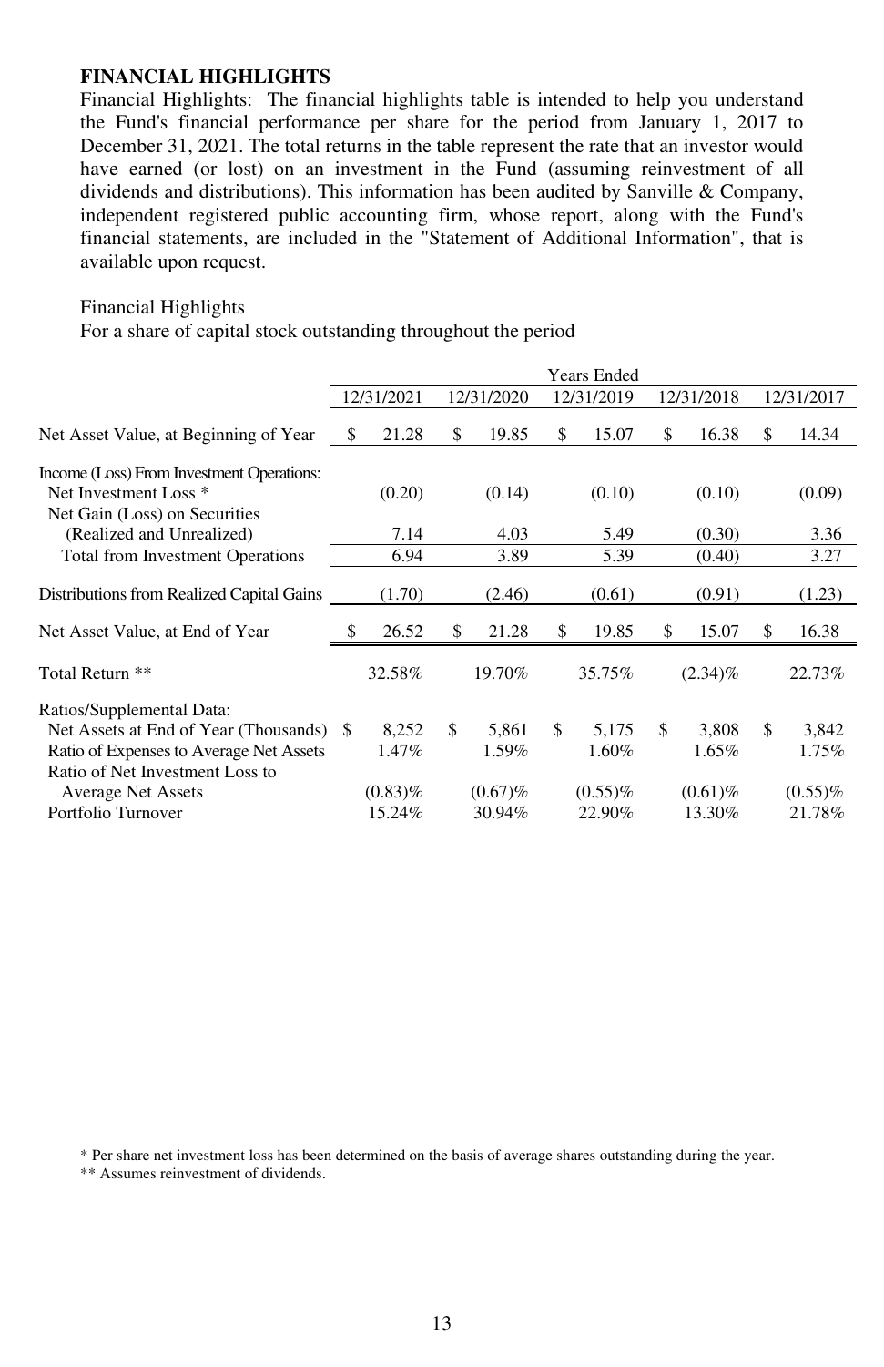**FINANCIAL HIGHLIGHTS**

Financial Highlights: The financial highlights table is intended to help you understand the Fund's financial performance per share for the period from January 1, 2017 to December 31, 2021. The total returns in the table represent the rate that an investor would have earned (or lost) on an investment in the Fund (assuming reinvestment of all dividends and distributions). This information has been audited by Sanville & Company, independent registered public accounting firm, whose report, along with the Fund's financial statements, are included in the "Statement of Additional Information", that is available upon request.

Financial Highlights
For a share of capital stock outstanding throughout the period

| | Years Ended | | | | |
|---|---|---|---|---|---|
| | 12/31/2021 | 12/31/2020 | 12/31/2019 | 12/31/2018 | 12/31/2017 |
| Net Asset Value, at Beginning of Year | $ 21.28 | $ 19.85 | $ 15.07 | $ 16.38 | $ 14.34 |
| Income (Loss) From Investment Operations: | | | | | |
| Net Investment Loss * | (0.20) | (0.14) | (0.10) | (0.10) | (0.09) |
| Net Gain (Loss) on Securities (Realized and Unrealized) | 7.14 | 4.03 | 5.49 | (0.30) | 3.36 |
| Total from Investment Operations | 6.94 | 3.89 | 5.39 | (0.40) | 3.27 |
| Distributions from Realized Capital Gains | (1.70) | (2.46) | (0.61) | (0.91) | (1.23) |
| Net Asset Value, at End of Year | $ 26.52 | $ 21.28 | $ 19.85 | $ 15.07 | $ 16.38 |
| Total Return ** | 32.58% | 19.70% | 35.75% | (2.34)% | 22.73% |
| Ratios/Supplemental Data: | | | | | |
| Net Assets at End of Year (Thousands) | $ 8,252 | $ 5,861 | $ 5,175 | $ 3,808 | $ 3,842 |
| Ratio of Expenses to Average Net Assets | 1.47% | 1.59% | 1.60% | 1.65% | 1.75% |
| Ratio of Net Investment Loss to Average Net Assets | (0.83)% | (0.67)% | (0.55)% | (0.61)% | (0.55)% |
| Portfolio Turnover | 15.24% | 30.94% | 22.90% | 13.30% | 21.78% |

\* Per share net investment loss has been determined on the basis of average shares outstanding during the year.

** Assumes reinvestment of dividends.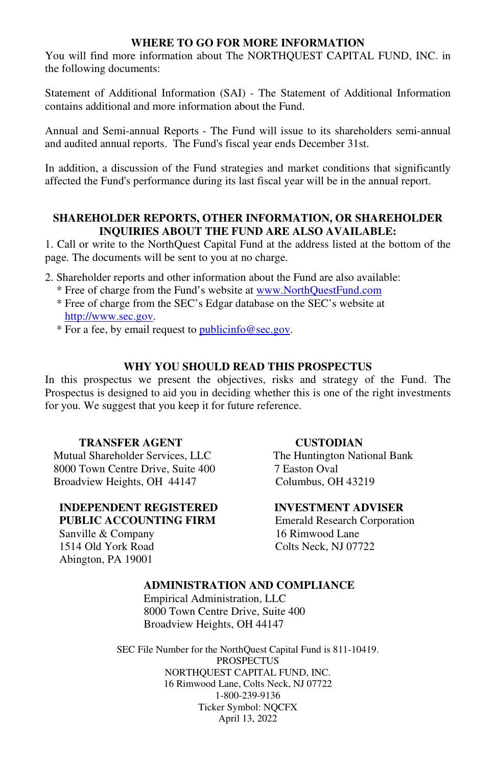## WHERE TO GO FOR MORE INFORMATION

You will find more information about The NORTHQUEST CAPITAL FUND, INC. in the following documents:

Statement of Additional Information (SAI) - The Statement of Additional Information contains additional and more information about the Fund.

Annual and Semi-annual Reports - The Fund will issue to its shareholders semi-annual and audited annual reports. The Fund's fiscal year ends December 31st.

In addition, a discussion of the Fund strategies and market conditions that significantly affected the Fund's performance during its last fiscal year will be in the annual report.

## SHAREHOLDER REPORTS, OTHER INFORMATION, OR SHAREHOLDER INQUIRIES ABOUT THE FUND ARE ALSO AVAILABLE:

1. Call or write to the NorthQuest Capital Fund at the address listed at the bottom of the page. The documents will be sent to you at no charge.

2. Shareholder reports and other information about the Fund are also available:
   * Free of charge from the Fund's website at www.NorthQuestFund.com
   * Free of charge from the SEC's Edgar database on the SEC's website at http://www.sec.gov.
   * For a fee, by email request to publicinfo@sec.gov.

## WHY YOU SHOULD READ THIS PROSPECTUS

In this prospectus we present the objectives, risks and strategy of the Fund. The Prospectus is designed to aid you in deciding whether this is one of the right investments for you. We suggest that you keep it for future reference.

**TRANSFER AGENT**
Mutual Shareholder Services, LLC
8000 Town Centre Drive, Suite 400
Broadview Heights, OH 44147

**CUSTODIAN**
The Huntington National Bank
7 Easton Oval
Columbus, OH 43219

**INDEPENDENT REGISTERED PUBLIC ACCOUNTING FIRM**
Sanville & Company
1514 Old York Road
Abington, PA 19001

**INVESTMENT ADVISER**
Emerald Research Corporation
16 Rimwood Lane
Colts Neck, NJ 07722

**ADMINISTRATION AND COMPLIANCE**
Empirical Administration, LLC
8000 Town Centre Drive, Suite 400
Broadview Heights, OH 44147

SEC File Number for the NorthQuest Capital Fund is 811-10419.
PROSPECTUS
NORTHQUEST CAPITAL FUND, INC.
16 Rimwood Lane, Colts Neck, NJ 07722
1-800-239-9136
Ticker Symbol: NQCFX
April 13, 2022